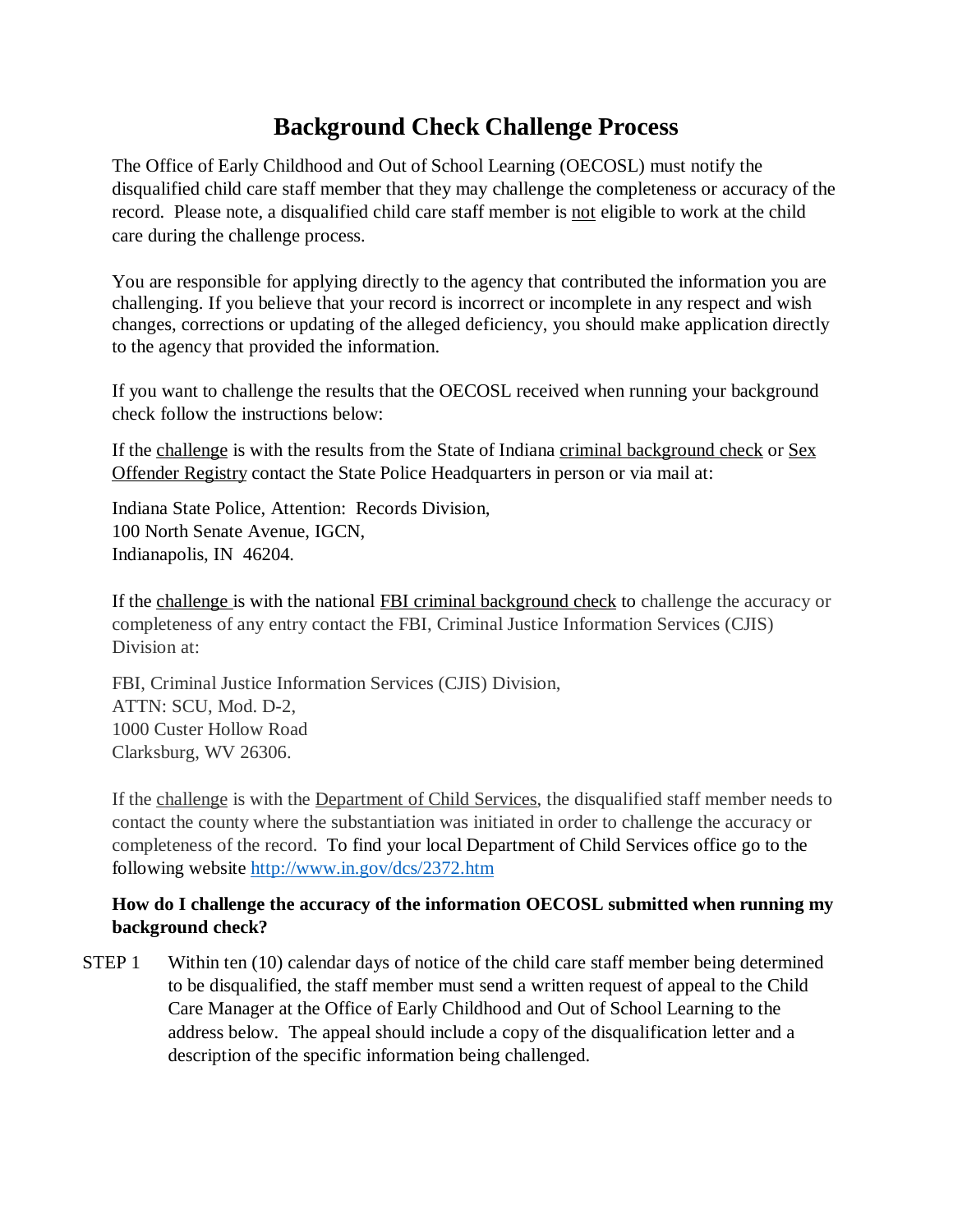# Background Check Challenge Process

The Office of Early Childhood and Out of School Learning (OECOSL) must notify the disqualified child care staff member that they may challenge the completeness or accuracy of the record. Please note, a disqualified child care staff member is not eligible to work at the child care during the challenge process.

You are responsible for applying directly to the agency that contributed the information you are challenging. If you believe that your record is incorrect or incomplete in any respect and wish changes, corrections or updating of the alleged deficiency, you should make application directly to the agency that provided the information.

If you want to challenge the results that the OECOSL received when running your background check follow the instructions below:

If the challenge is with the results from the State of Indiana criminal background check or Sex Offender Registry contact the State Police Headquarters in person or via mail at:

Indiana State Police, Attention: Records Division,
100 North Senate Avenue, IGCN,
Indianapolis, IN 46204.

If the challenge is with the national FBI criminal background check to challenge the accuracy or completeness of any entry contact the FBI, Criminal Justice Information Services (CJIS) Division at:

FBI, Criminal Justice Information Services (CJIS) Division,
ATTN: SCU, Mod. D-2,
1000 Custer Hollow Road
Clarksburg, WV 26306.

If the challenge is with the Department of Child Services, the disqualified staff member needs to contact the county where the substantiation was initiated in order to challenge the accuracy or completeness of the record. To find your local Department of Child Services office go to the following website http://www.in.gov/dcs/2372.htm

**How do I challenge the accuracy of the information OECOSL submitted when running my background check?**

STEP 1 Within ten (10) calendar days of notice of the child care staff member being determined to be disqualified, the staff member must send a written request of appeal to the Child Care Manager at the Office of Early Childhood and Out of School Learning to the address below. The appeal should include a copy of the disqualification letter and a description of the specific information being challenged.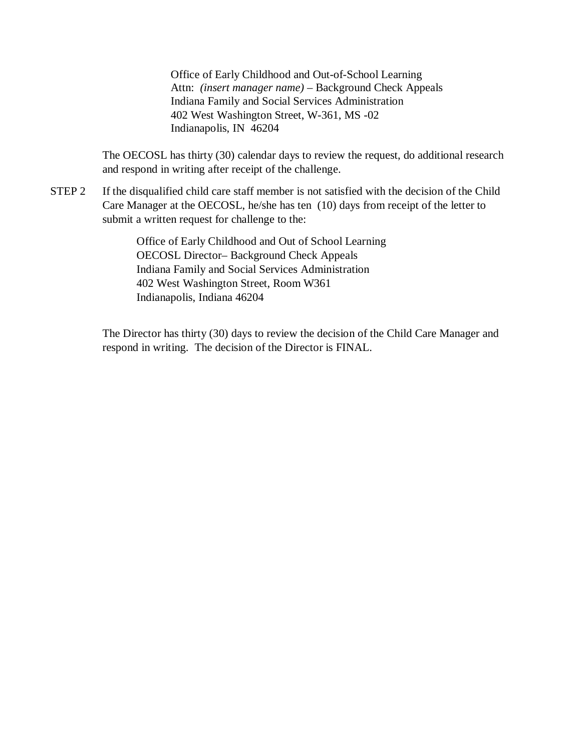Office of Early Childhood and Out-of-School Learning
Attn: *(insert manager name)* – Background Check Appeals
Indiana Family and Social Services Administration
402 West Washington Street, W-361, MS -02
Indianapolis, IN 46204

The OECOSL has thirty (30) calendar days to review the request, do additional research and respond in writing after receipt of the challenge.

STEP 2 If the disqualified child care staff member is not satisfied with the decision of the Child Care Manager at the OECOSL, he/she has ten (10) days from receipt of the letter to submit a written request for challenge to the:

Office of Early Childhood and Out of School Learning
OECOSL Director– Background Check Appeals
Indiana Family and Social Services Administration
402 West Washington Street, Room W361
Indianapolis, Indiana 46204

The Director has thirty (30) days to review the decision of the Child Care Manager and respond in writing. The decision of the Director is FINAL.